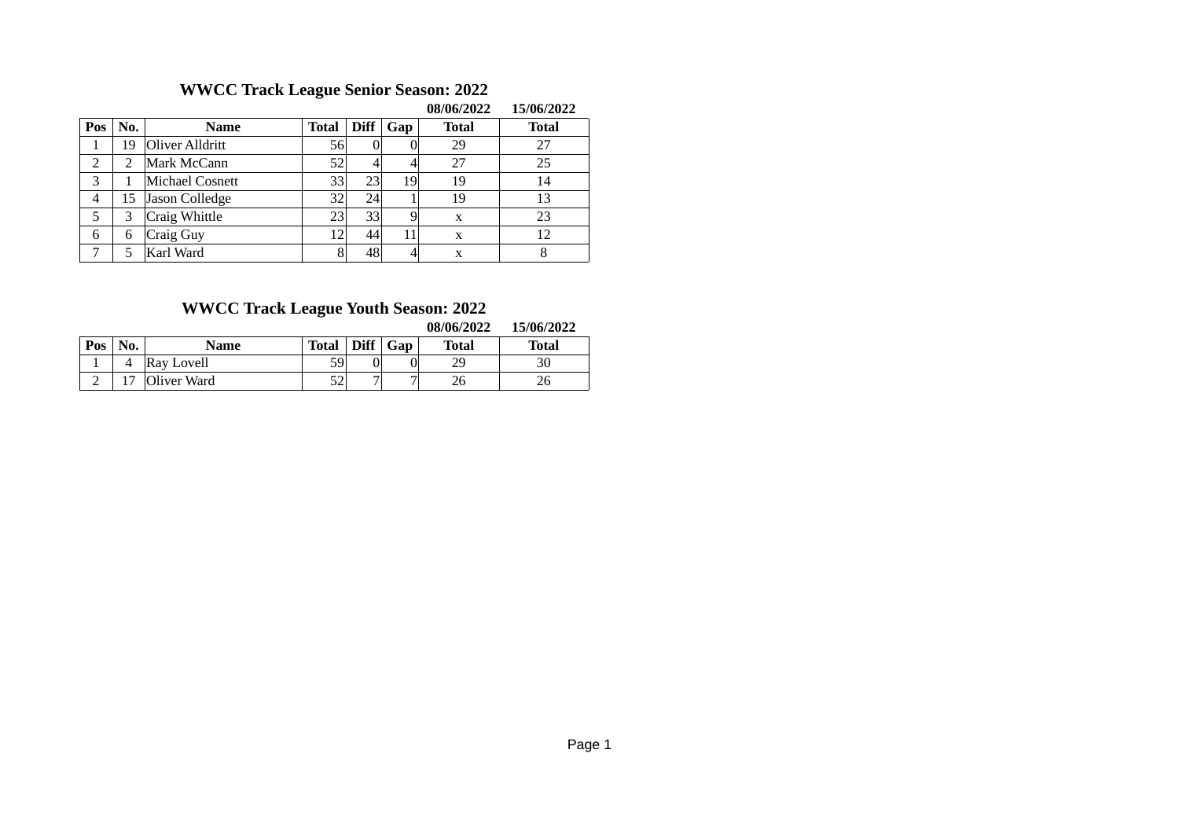## WWCC Track League Senior Season: 2022

| | | | | | | 08/06/2022 | 15/06/2022 |
|---|---|---|---|---|---|---|---|
| **Pos** | **No.** | **Name** | **Total** | **Diff** | **Gap** | **Total** | **Total** |
| 1 | 19 | Oliver Alldritt | 56 | 0 | 0 | 29 | 27 |
| 2 | 2 | Mark McCann | 52 | 4 | 4 | 27 | 25 |
| 3 | 1 | Michael Cosnett | 33 | 23 | 19 | 19 | 14 |
| 4 | 15 | Jason Colledge | 32 | 24 | 1 | 19 | 13 |
| 5 | 3 | Craig Whittle | 23 | 33 | 9 | x | 23 |
| 6 | 6 | Craig Guy | 12 | 44 | 11 | x | 12 |
| 7 | 5 | Karl Ward | 8 | 48 | 4 | x | 8 |

## WWCC Track League Youth Season: 2022

| | | | | | | 08/06/2022 | 15/06/2022 |
|---|---|---|---|---|---|---|---|
| **Pos** | **No.** | **Name** | **Total** | **Diff** | **Gap** | **Total** | **Total** |
| 1 | 4 | Ray Lovell | 59 | 0 | 0 | 29 | 30 |
| 2 | 17 | Oliver Ward | 52 | 7 | 7 | 26 | 26 |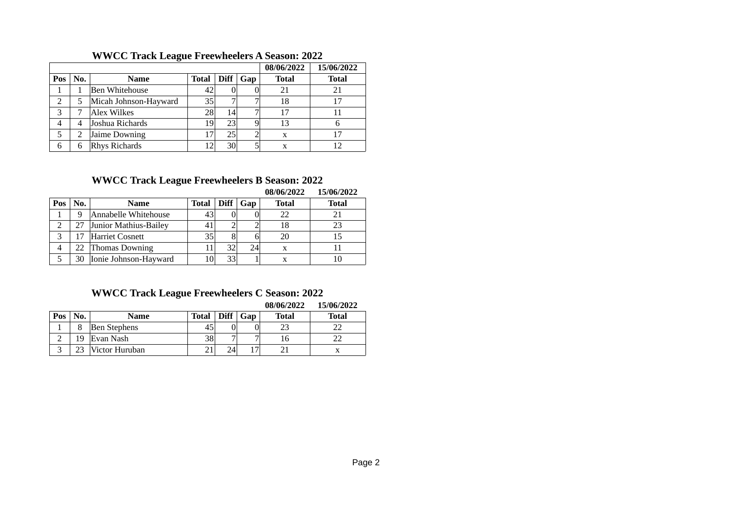## WWCC Track League Freewheelers A Season: 2022

| | | | | | | 08/06/2022 | 15/06/2022 |
|---|---|---|---|---|---|---|---|
| Pos | No. | Name | Total | Diff | Gap | Total | Total |
| 1 | 1 | Ben Whitehouse | 42 | 0 | 0 | 21 | 21 |
| 2 | 5 | Micah Johnson-Hayward | 35 | 7 | 7 | 18 | 17 |
| 3 | 7 | Alex Wilkes | 28 | 14 | 7 | 17 | 11 |
| 4 | 4 | Joshua Richards | 19 | 23 | 9 | 13 | 6 |
| 5 | 2 | Jaime Downing | 17 | 25 | 2 | x | 17 |
| 6 | 6 | Rhys Richards | 12 | 30 | 5 | x | 12 |

## WWCC Track League Freewheelers B Season: 2022

| | | | | | | 08/06/2022 | 15/06/2022 |
|---|---|---|---|---|---|---|---|
| Pos | No. | Name | Total | Diff | Gap | Total | Total |
| 1 | 9 | Annabelle Whitehouse | 43 | 0 | 0 | 22 | 21 |
| 2 | 27 | Junior Mathius-Bailey | 41 | 2 | 2 | 18 | 23 |
| 3 | 17 | Harriet Cosnett | 35 | 8 | 6 | 20 | 15 |
| 4 | 22 | Thomas Downing | 11 | 32 | 24 | x | 11 |
| 5 | 30 | Ionie Johnson-Hayward | 10 | 33 | 1 | x | 10 |

## WWCC Track League Freewheelers C Season: 2022

| | | | | | | 08/06/2022 | 15/06/2022 |
|---|---|---|---|---|---|---|---|
| Pos | No. | Name | Total | Diff | Gap | Total | Total |
| 1 | 8 | Ben Stephens | 45 | 0 | 0 | 23 | 22 |
| 2 | 19 | Evan Nash | 38 | 7 | 7 | 16 | 22 |
| 3 | 23 | Victor Huruban | 21 | 24 | 17 | 21 | x |